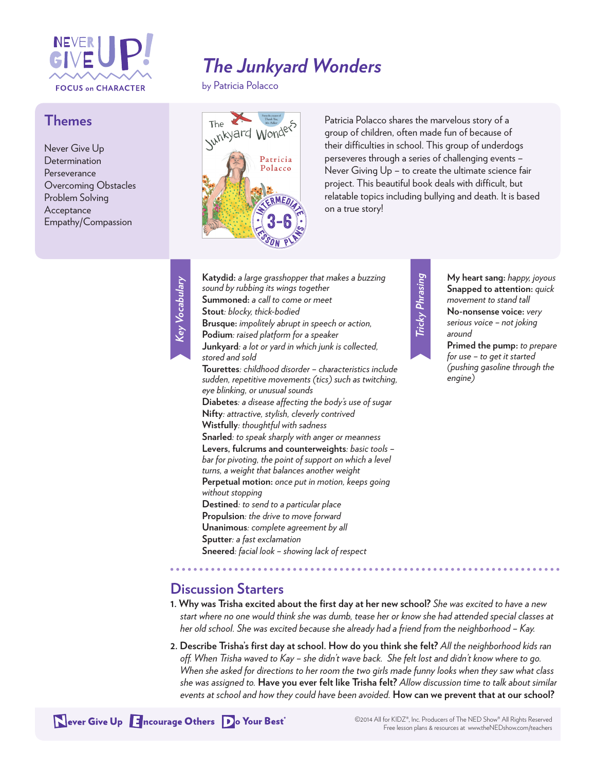NEVER GIVE UP! FOCUS on CHARACTER

# The Junkyard Wonders

by Patricia Polacco

## Themes

Never Give Up
Determination
Perseverance
Overcoming Obstacles
Problem Solving
Acceptance
Empathy/Compassion

Patricia Polacco shares the marvelous story of a group of children, often made fun of because of their difficulties in school. This group of underdogs perseveres through a series of challenging events – Never Giving Up – to create the ultimate science fair project. This beautiful book deals with difficult, but relatable topics including bullying and death. It is based on a true story!

## Key Vocabulary

**Katydid:** *a large grasshopper that makes a buzzing sound by rubbing its wings together*
**Summoned:** *a call to come or meet*
**Stout**: *blocky, thick-bodied*
**Brusque:** *impolitely abrupt in speech or action,*
**Podium**: *raised platform for a speaker*
**Junkyard**: *a lot or yard in which junk is collected, stored and sold*
**Tourettes**: *childhood disorder – characteristics include sudden, repetitive movements (tics) such as twitching, eye blinking, or unusual sounds*
**Diabetes**: *a disease affecting the body's use of sugar*
**Nifty**: *attractive, stylish, cleverly contrived*
**Wistfully**: *thoughtful with sadness*
**Snarled**: *to speak sharply with anger or meanness*
**Levers, fulcrums and counterweights**: *basic tools – bar for pivoting, the point of support on which a level turns, a weight that balances another weight*
**Perpetual motion:** *once put in motion, keeps going without stopping*
**Destined**: *to send to a particular place*
**Propulsion**: *the drive to move forward*
**Unanimous**: *complete agreement by all*
**Sputter**: *a fast exclamation*
**Sneered**: *facial look – showing lack of respect*

## Tricky Phrasing

**My heart sang:** *happy, joyous*
**Snapped to attention:** *quick movement to stand tall*
**No-nonsense voice:** *very serious voice – not joking around*
**Primed the pump:** *to prepare for use – to get it started (pushing gasoline through the engine)*

## Discussion Starters

1. **Why was Trisha excited about the first day at her new school?** *She was excited to have a new start where no one would think she was dumb, tease her or know she had attended special classes at her old school. She was excited because she already had a friend from the neighborhood – Kay.*
2. **Describe Trisha's first day at school. How do you think she felt?** *All the neighborhood kids ran off. When Trisha waved to Kay – she didn't wave back. She felt lost and didn't know where to go. When she asked for directions to her room the two girls made funny looks when they saw what class she was assigned to.* **Have you ever felt like Trisha felt?** *Allow discussion time to talk about similar events at school and how they could have been avoided.* **How can we prevent that at our school?**

Never Give Up Encourage Others Do Your Best

©2014 All for KIDZ®, Inc. Producers of The NED Show® All Rights Reserved
Free lesson plans & resources at www.theNEDshow.com/teachers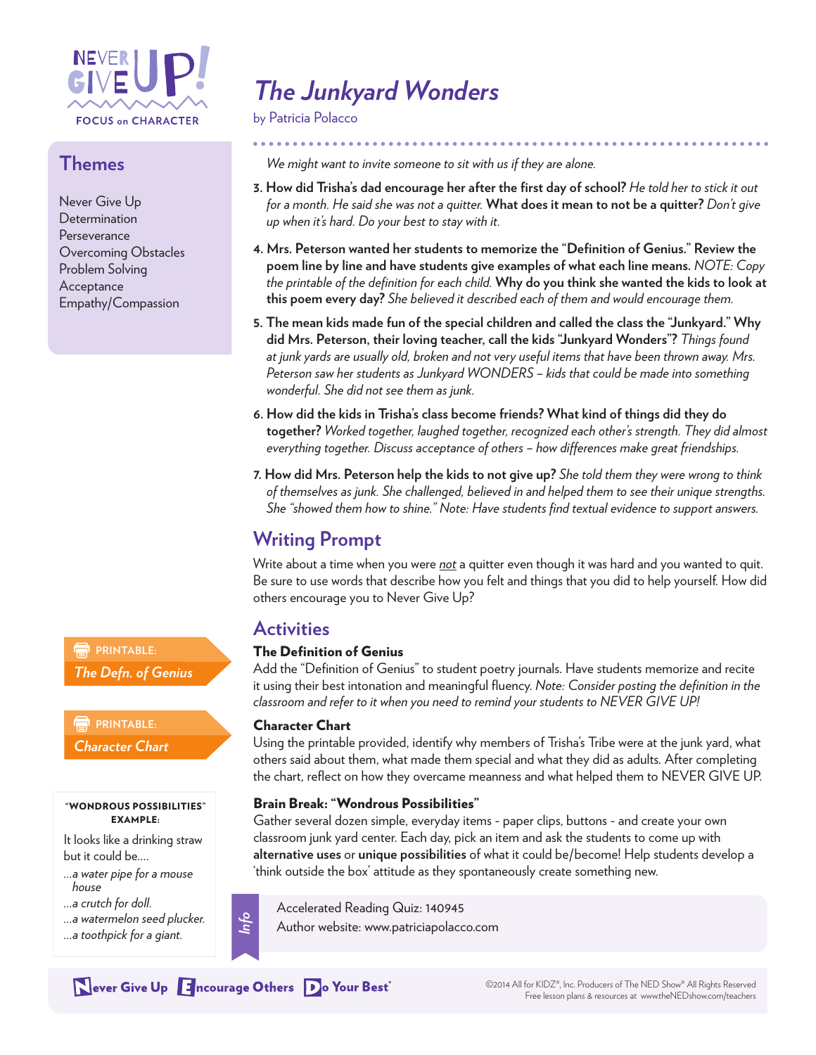# The Junkyard Wonders

by Patricia Polacco

## Themes

Never Give Up
Determination
Perseverance
Overcoming Obstacles
Problem Solving
Acceptance
Empathy/Compassion

*We might want to invite someone to sit with us if they are alone.*

3. **How did Trisha's dad encourage her after the first day of school?** *He told her to stick it out for a month. He said she was not a quitter.* **What does it mean to not be a quitter?** *Don't give up when it's hard. Do your best to stay with it.*

4. **Mrs. Peterson wanted her students to memorize the "Definition of Genius." Review the poem line by line and have students give examples of what each line means.** *NOTE: Copy the printable of the definition for each child.* **Why do you think she wanted the kids to look at this poem every day?** *She believed it described each of them and would encourage them.*

5. **The mean kids made fun of the special children and called the class the "Junkyard." Why did Mrs. Peterson, their loving teacher, call the kids "Junkyard Wonders"?** *Things found at junk yards are usually old, broken and not very useful items that have been thrown away. Mrs. Peterson saw her students as Junkyard WONDERS – kids that could be made into something wonderful. She did not see them as junk.*

6. **How did the kids in Trisha's class become friends? What kind of things did they do together?** *Worked together, laughed together, recognized each other's strength. They did almost everything together. Discuss acceptance of others – how differences make great friendships.*

7. **How did Mrs. Peterson help the kids to not give up?** *She told them they were wrong to think of themselves as junk. She challenged, believed in and helped them to see their unique strengths. She "showed them how to shine." Note: Have students find textual evidence to support answers.*

## Writing Prompt

Write about a time when you were *not* a quitter even though it was hard and you wanted to quit. Be sure to use words that describe how you felt and things that you did to help yourself. How did others encourage you to Never Give Up?

## Activities

### The Definition of Genius

Add the "Definition of Genius" to student poetry journals. Have students memorize and recite it using their best intonation and meaningful fluency. *Note: Consider posting the definition in the classroom and refer to it when you need to remind your students to NEVER GIVE UP!*

### Character Chart

Using the printable provided, identify why members of Trisha's Tribe were at the junk yard, what others said about them, what made them special and what they did as adults. After completing the chart, reflect on how they overcame meanness and what helped them to NEVER GIVE UP.

### Brain Break: "Wondrous Possibilities"

Gather several dozen simple, everyday items - paper clips, buttons - and create your own classroom junk yard center. Each day, pick an item and ask the students to come up with **alternative uses** or **unique possibilities** of what it could be/become! Help students develop a 'think outside the box' attitude as they spontaneously create something new.

PRINTABLE: *The Defn. of Genius*

PRINTABLE: *Character Chart*

**"WONDROUS POSSIBILITIES" EXAMPLE:**

It looks like a drinking straw but it could be....

*...a water pipe for a mouse house*
*...a crutch for doll.*
*...a watermelon seed plucker.*
*...a toothpick for a giant.*

*Info*

Accelerated Reading Quiz: 140945
Author website: www.patriciapolacco.com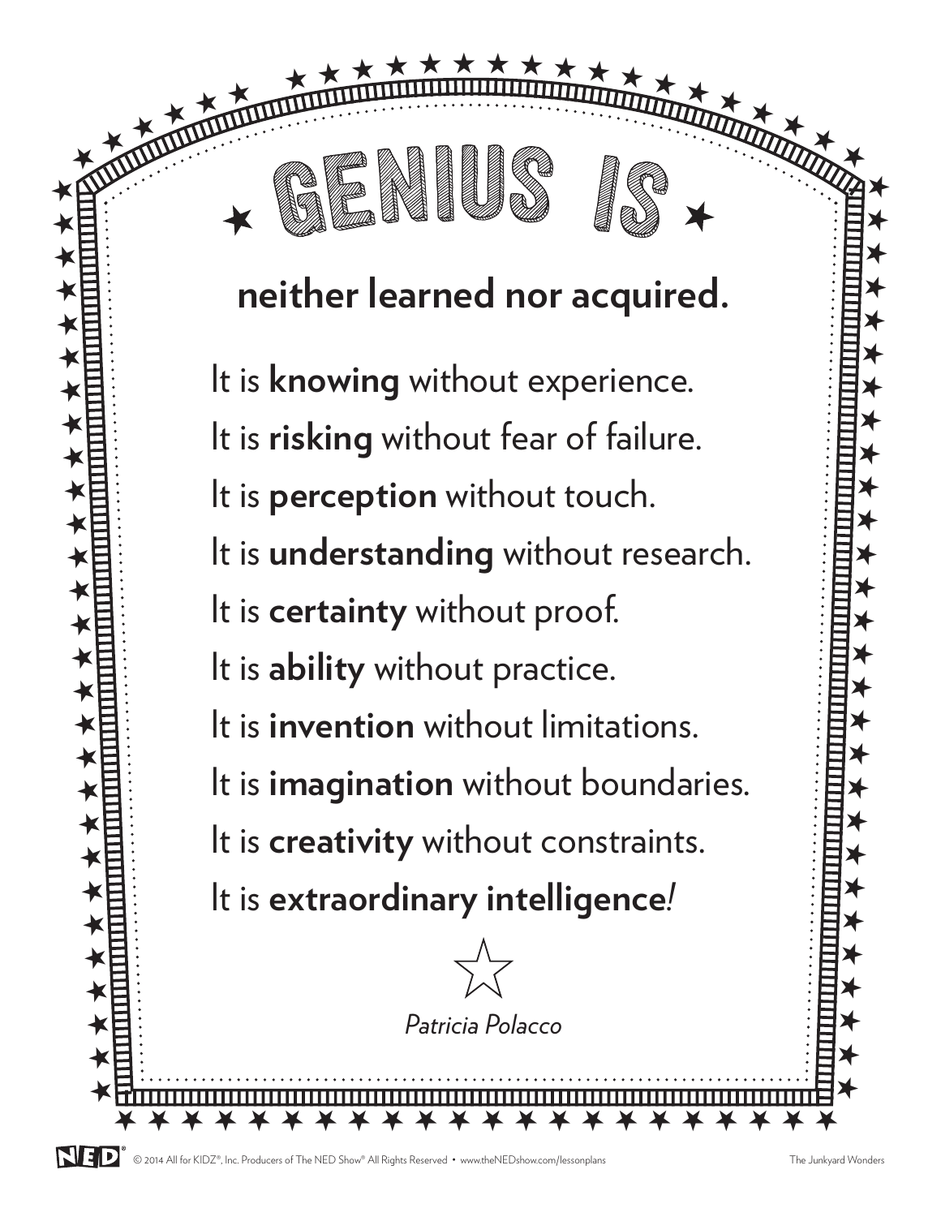# GENIUS IS

## neither learned nor acquired.

It is **knowing** without experience.

It is **risking** without fear of failure.

It is **perception** without touch.

It is **understanding** without research.

It is **certainty** without proof.

It is **ability** without practice.

It is **invention** without limitations.

It is **imagination** without boundaries.

It is **creativity** without constraints.

It is **extraordinary intelligence**!

☆

*Patricia Polacco*

© 2014 All for KIDZ®, Inc. Producers of The NED Show® All Rights Reserved • www.theNEDshow.com/lessonplans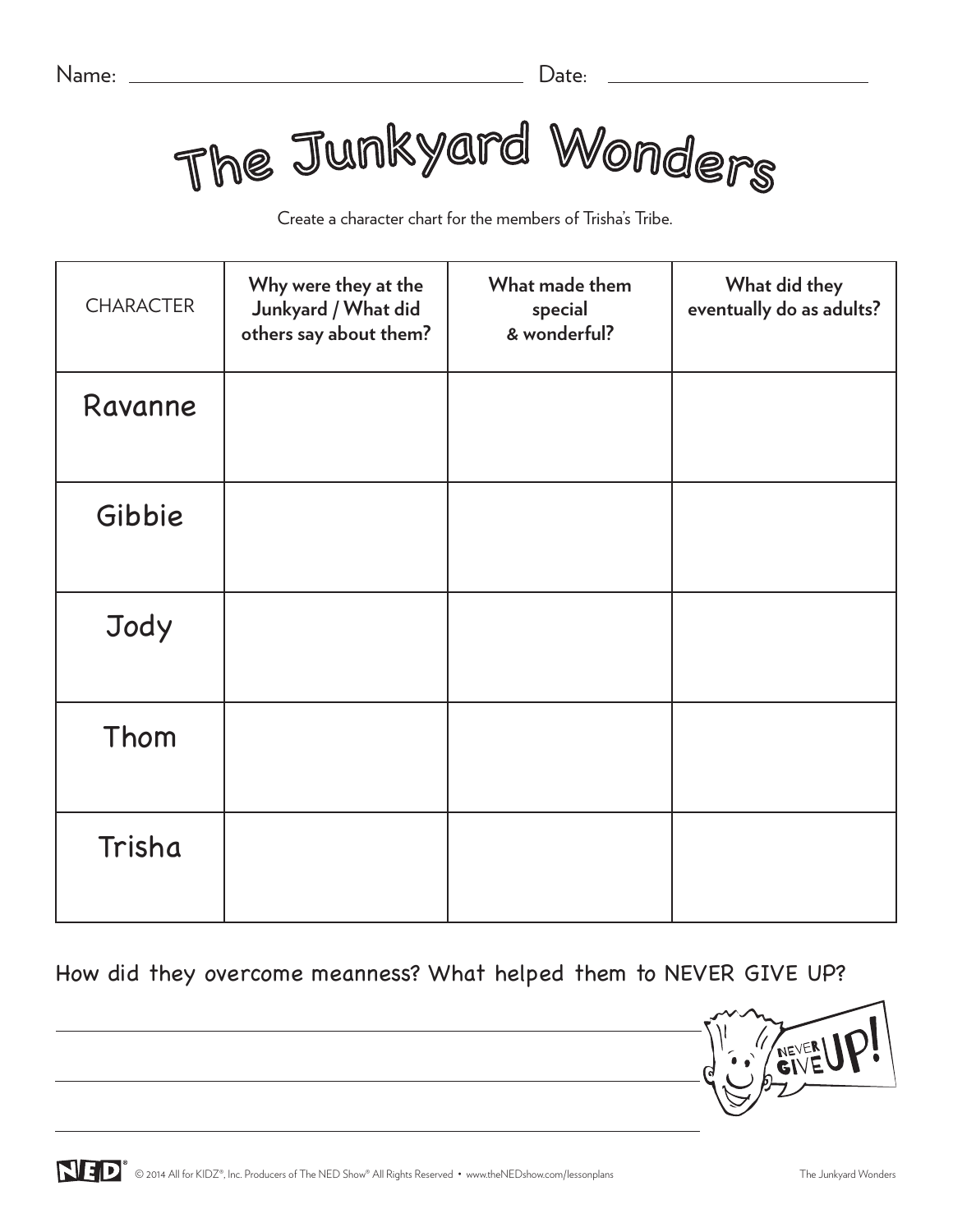Name: ____________________ Date: ____________

# The Junkyard Wonders

Create a character chart for the members of Trisha's Tribe.

| CHARACTER | **Why were they at the Junkyard / What did others say about them?** | **What made them special & wonderful?** | **What did they eventually do as adults?** |
|---|---|---|---|
| Ravanne | | | |
| Gibbie | | | |
| Jody | | | |
| Thom | | | |
| Trisha | | | |

How did they overcome meanness? What helped them to NEVER GIVE UP?

______________________________________________

______________________________________________

______________________________________________

NEVER GIVE UP!

© 2014 All for KIDZ®, Inc. Producers of The NED Show® All Rights Reserved • www.theNEDshow.com/lessonplans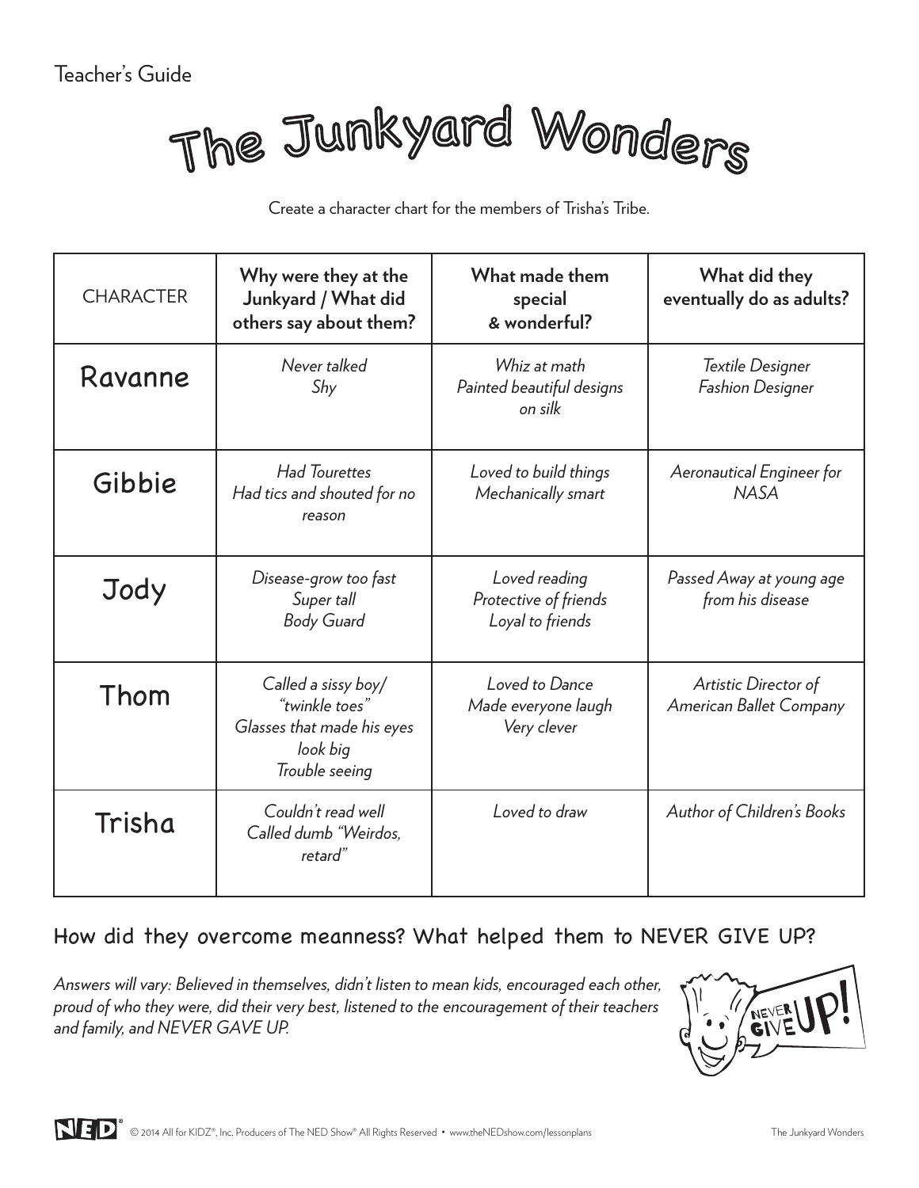Teacher's Guide

# The Junkyard Wonders

Create a character chart for the members of Trisha's Tribe.

| CHARACTER | Why were they at the Junkyard / What did others say about them? | What made them special & wonderful? | What did they eventually do as adults? |
|---|---|---|---|
| Ravanne | *Never talked*<br>*Shy* | *Whiz at math*<br>*Painted beautiful designs on silk* | *Textile Designer*<br>*Fashion Designer* |
| Gibbie | *Had Tourettes*<br>*Had tics and shouted for no reason* | *Loved to build things*<br>*Mechanically smart* | *Aeronautical Engineer for NASA* |
| Jody | *Disease-grow too fast*<br>*Super tall*<br>*Body Guard* | *Loved reading*<br>*Protective of friends*<br>*Loyal to friends* | *Passed Away at young age from his disease* |
| Thom | *Called a sissy boy/ "twinkle toes"*<br>*Glasses that made his eyes look big*<br>*Trouble seeing* | *Loved to Dance*<br>*Made everyone laugh*<br>*Very clever* | *Artistic Director of American Ballet Company* |
| Trisha | *Couldn't read well*<br>*Called dumb "Weirdos, retard"* | *Loved to draw* | *Author of Children's Books* |

## How did they overcome meanness? What helped them to NEVER GIVE UP?

*Answers will vary: Believed in themselves, didn't listen to mean kids, encouraged each other, proud of who they were, did their very best, listened to the encouragement of their teachers and family, and NEVER GAVE UP.*

© 2014 All for KIDZ®, Inc. Producers of The NED Show® All Rights Reserved • www.theNEDshow.com/lessonplans